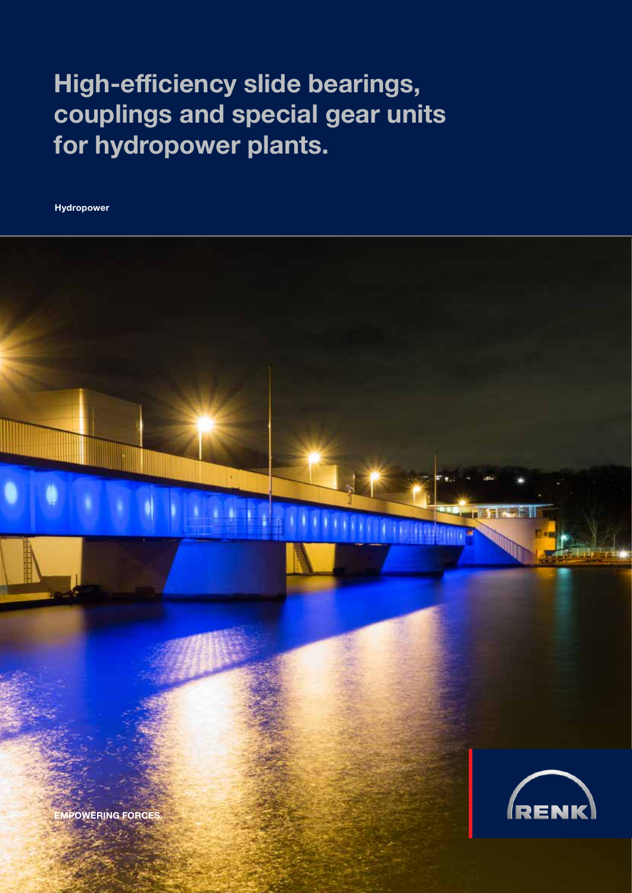# High-efficiency slide bearings, couplings and special gear units for hydropower plants.

**Hydropower**

**EMPOWERING FORCES.**

RENK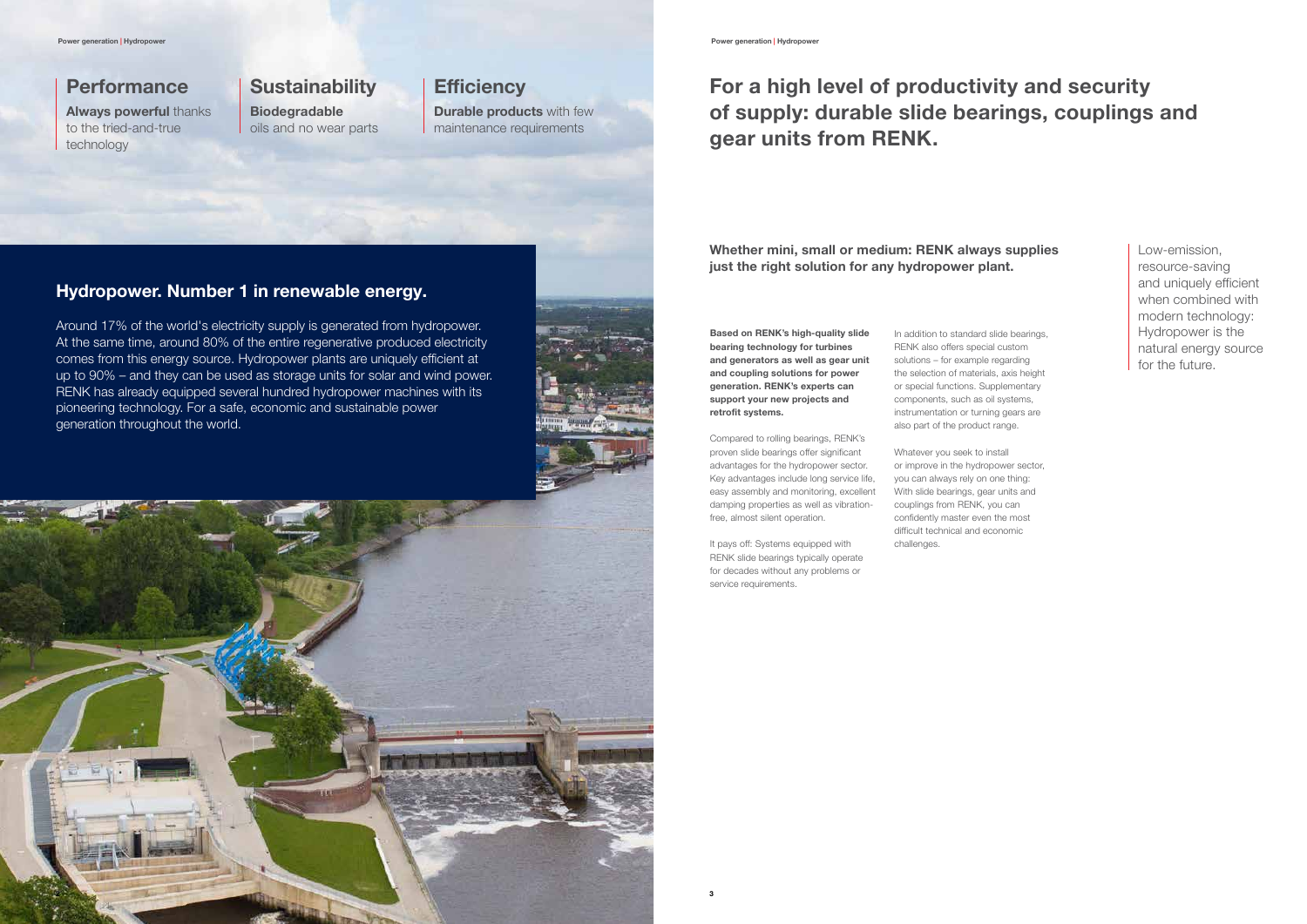## Performance

**Always powerful** thanks to the tried-and-true technology

## Sustainability

**Biodegradable** oils and no wear parts

## Efficiency

**Durable products** with few maintenance requirements

## Hydropower. Number 1 in renewable energy.

Around 17% of the world's electricity supply is generated from hydropower. At the same time, around 80% of the entire regenerative produced electricity comes from this energy source. Hydropower plants are uniquely efficient at up to 90% – and they can be used as storage units for solar and wind power. RENK has already equipped several hundred hydropower machines with its pioneering technology. For a safe, economic and sustainable power generation throughout the world.

# For a high level of productivity and security of supply: durable slide bearings, couplings and gear units from RENK.

**Whether mini, small or medium: RENK always supplies just the right solution for any hydropower plant.**

**Based on RENK's high-quality slide bearing technology for turbines and generators as well as gear unit and coupling solutions for power generation. RENK's experts can support your new projects and retrofit systems.**

Compared to rolling bearings, RENK's proven slide bearings offer significant advantages for the hydropower sector. Key advantages include long service life, easy assembly and monitoring, excellent damping properties as well as vibration-free, almost silent operation.

It pays off: Systems equipped with RENK slide bearings typically operate for decades without any problems or service requirements.

In addition to standard slide bearings, RENK also offers special custom solutions – for example regarding the selection of materials, axis height or special functions. Supplementary components, such as oil systems, instrumentation or turning gears are also part of the product range.

Whatever you seek to install or improve in the hydropower sector, you can always rely on one thing: With slide bearings, gear units and couplings from RENK, you can confidently master even the most difficult technical and economic challenges.

Low-emission, resource-saving and uniquely efficient when combined with modern technology: Hydropower is the natural energy source for the future.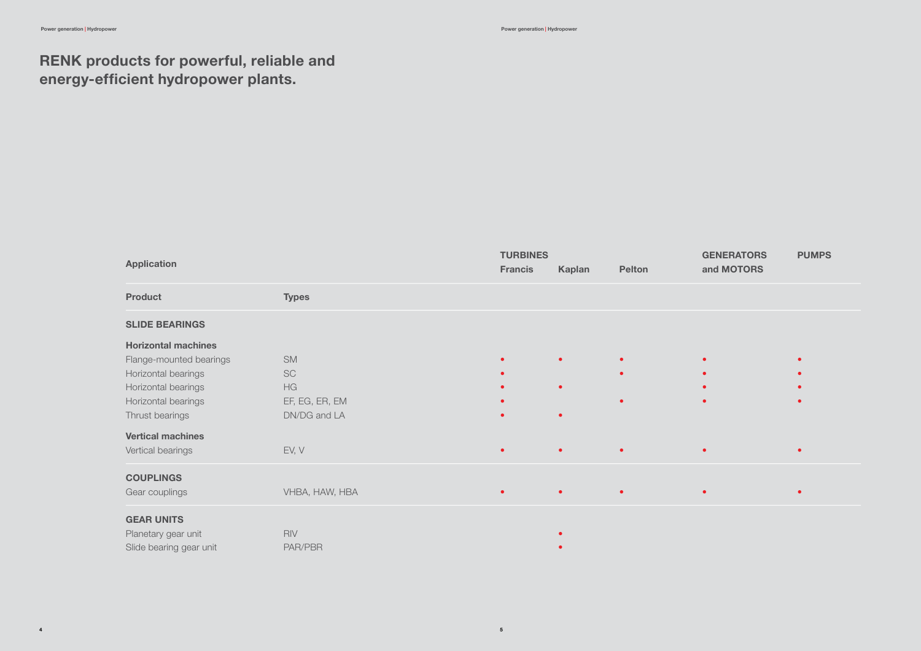# RENK products for powerful, reliable and energy-efficient hydropower plants.

| Application | | TURBINES Francis | Kaplan | Pelton | GENERATORS and MOTORS | PUMPS |
|---|---|---|---|---|---|---|
| **Product** | **Types** | | | | | |
| **SLIDE BEARINGS** | | | | | | |
| **Horizontal machines** | | | | | | |
| Flange-mounted bearings | SM | • | • | • | • | • |
| Horizontal bearings | SC | • | | • | • | • |
| Horizontal bearings | HG | • | • | | • | • |
| Horizontal bearings | EF, EG, ER, EM | • | | • | • | • |
| Thrust bearings | DN/DG and LA | • | • | | | |
| **Vertical machines** | | | | | | |
| Vertical bearings | EV, V | • | • | • | • | • |
| **COUPLINGS** | | | | | | |
| Gear couplings | VHBA, HAW, HBA | • | • | • | • | • |
| **GEAR UNITS** | | | | | | |
| Planetary gear unit | RIV | | • | | | |
| Slide bearing gear unit | PAR/PBR | | • | | | |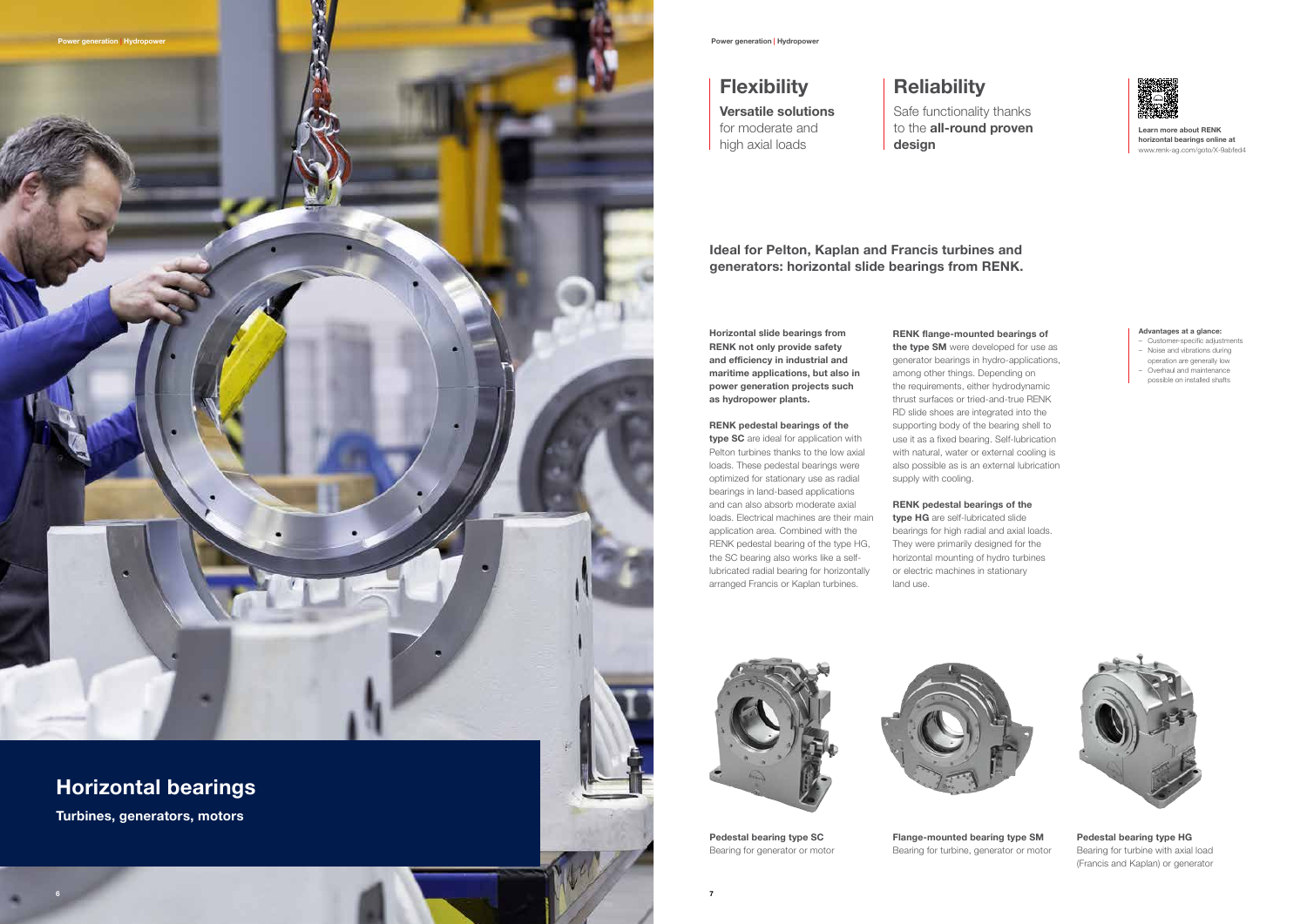# Horizontal bearings

**Turbines, generators, motors**

## Flexibility

**Versatile solutions** for moderate and high axial loads

## Reliability

Safe functionality thanks to the **all-round proven design**

**Learn more about RENK horizontal bearings online at**
www.renk-ag.com/goto/X-9abfed4

### Ideal for Pelton, Kaplan and Francis turbines and generators: horizontal slide bearings from RENK.

**Horizontal slide bearings from RENK not only provide safety and efficiency in industrial and maritime applications, but also in power generation projects such as hydropower plants.**

**RENK pedestal bearings of the type SC** are ideal for application with Pelton turbines thanks to the low axial loads. These pedestal bearings were optimized for stationary use as radial bearings in land-based applications and can also absorb moderate axial loads. Electrical machines are their main application area. Combined with the RENK pedestal bearing of the type HG, the SC bearing also works like a self-lubricated radial bearing for horizontally arranged Francis or Kaplan turbines.

**RENK flange-mounted bearings of the type SM** were developed for use as generator bearings in hydro-applications, among other things. Depending on the requirements, either hydrodynamic thrust surfaces or tried-and-true RENK RD slide shoes are integrated into the supporting body of the bearing shell to use it as a fixed bearing. Self-lubrication with natural, water or external cooling is also possible as is an external lubrication supply with cooling.

**RENK pedestal bearings of the type HG** are self-lubricated slide bearings for high radial and axial loads. They were primarily designed for the horizontal mounting of hydro turbines or electric machines in stationary land use.

**Advantages at a glance:**

- Customer-specific adjustments
- Noise and vibrations during operation are generally low
- Overhaul and maintenance possible on installed shafts

**Pedestal bearing type SC**
Bearing for generator or motor

**Flange-mounted bearing type SM**
Bearing for turbine, generator or motor

**Pedestal bearing type HG**
Bearing for turbine with axial load (Francis and Kaplan) or generator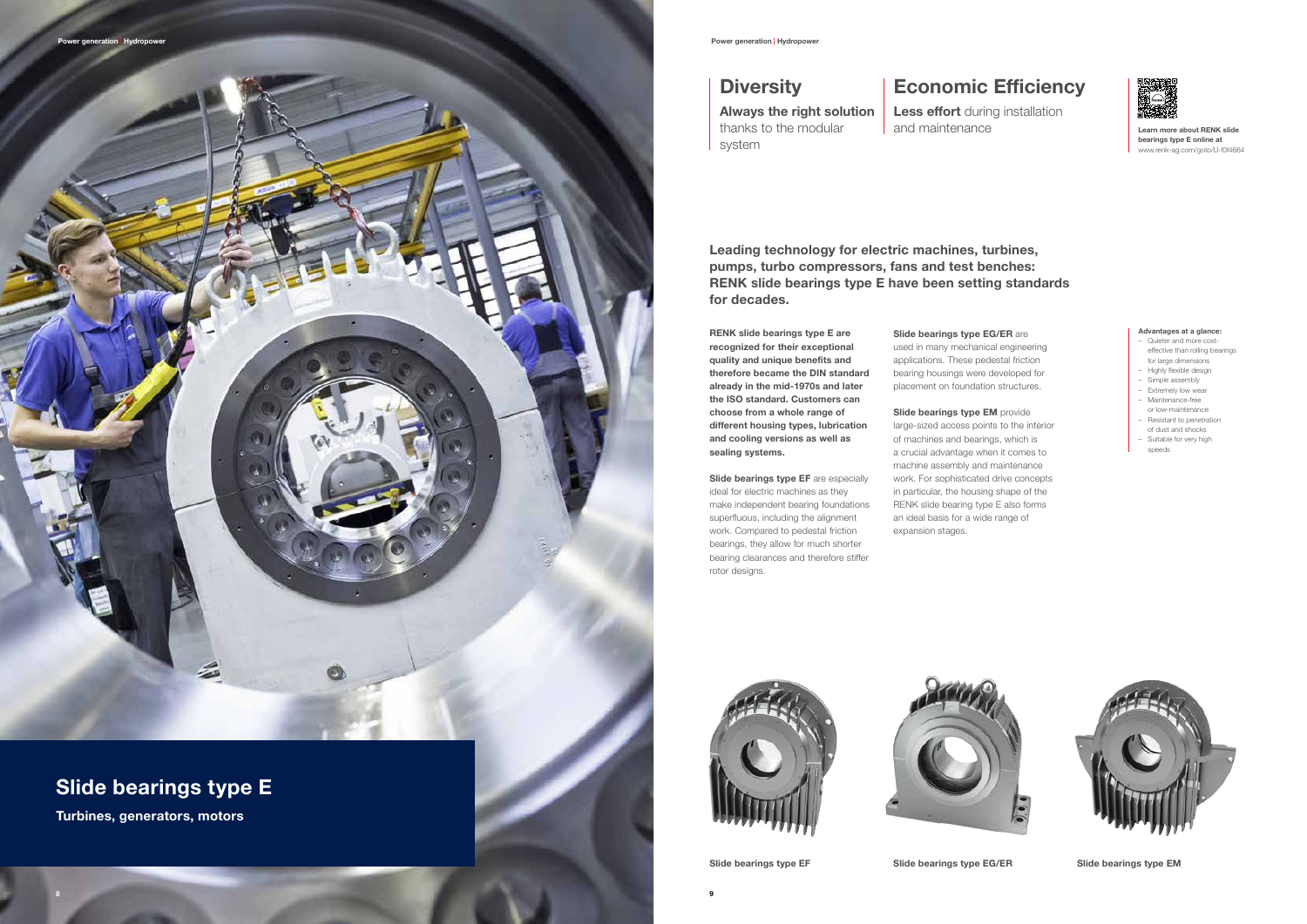# Slide bearings type E

**Turbines, generators, motors**

## Diversity

**Always the right solution** thanks to the modular system

## Economic Efficiency

**Less effort** during installation and maintenance

**Learn more about RENK slide bearings type E online at**
www.renk-ag.com/goto/U-f0f4664

**Leading technology for electric machines, turbines, pumps, turbo compressors, fans and test benches: RENK slide bearings type E have been setting standards for decades.**

**RENK slide bearings type E are recognized for their exceptional quality and unique benefits and therefore became the DIN standard already in the mid-1970s and later the ISO standard. Customers can choose from a whole range of different housing types, lubrication and cooling versions as well as sealing systems.**

**Slide bearings type EF** are especially ideal for electric machines as they make independent bearing foundations superfluous, including the alignment work. Compared to pedestal friction bearings, they allow for much shorter bearing clearances and therefore stiffer rotor designs.

**Slide bearings type EG/ER** are used in many mechanical engineering applications. These pedestal friction bearing housings were developed for placement on foundation structures.

**Slide bearings type EM** provide large-sized access points to the interior of machines and bearings, which is a crucial advantage when it comes to machine assembly and maintenance work. For sophisticated drive concepts in particular, the housing shape of the RENK slide bearing type E also forms an ideal basis for a wide range of expansion stages.

**Advantages at a glance:**

- Quieter and more cost-effective than rolling bearings for large dimensions
- Highly flexible design
- Simple assembly
- Extremely low wear
- Maintenance-free or low-maintenance
- Resistant to penetration of dust and shocks
- Suitable for very high speeds

Slide bearings type EF

Slide bearings type EG/ER

Slide bearings type EM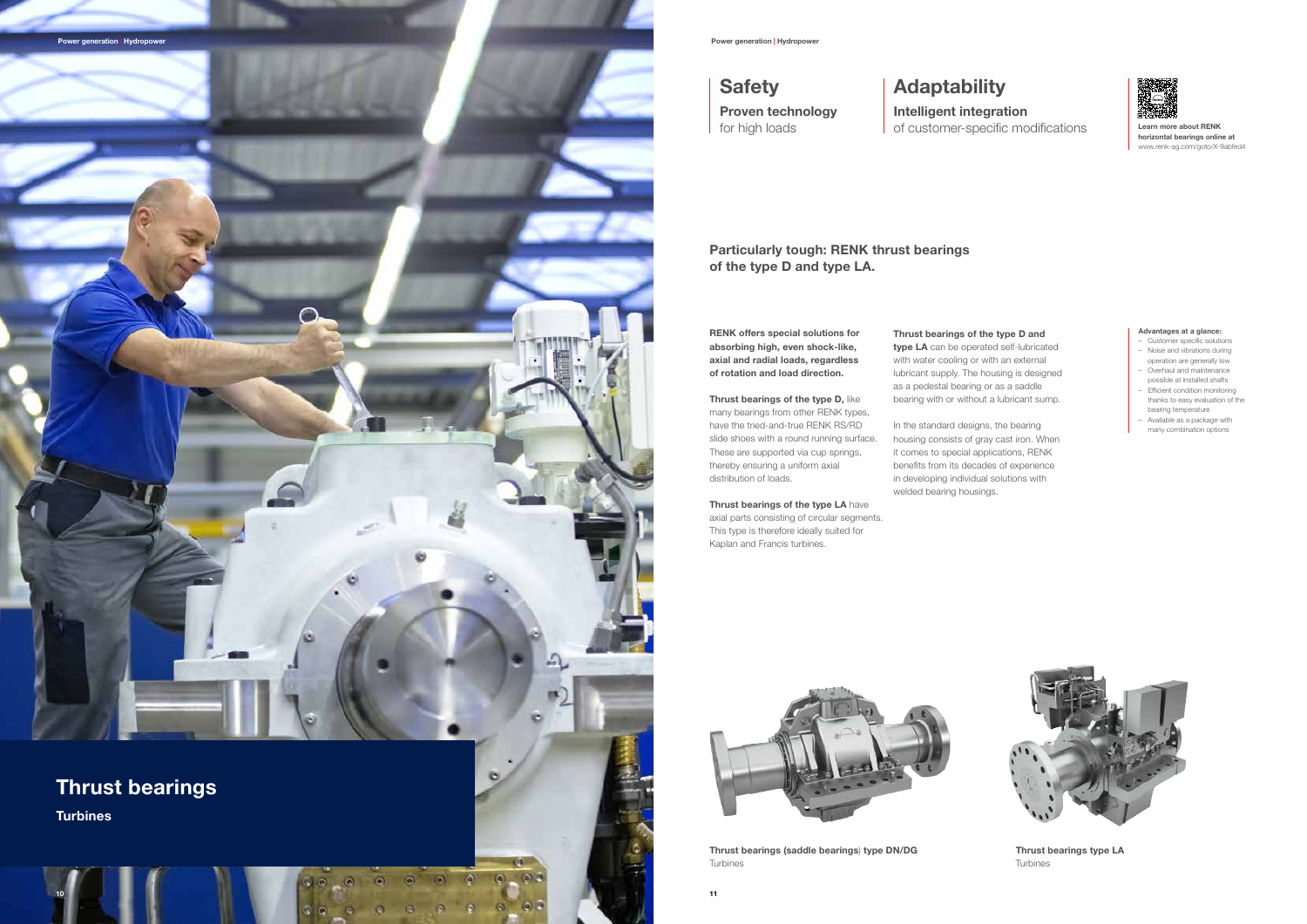# Thrust bearings

**Turbines**

## Safety

**Proven technology** for high loads

## Adaptability

**Intelligent integration** of customer-specific modifications

**Learn more about RENK horizontal bearings online at** www.renk-ag.com/goto/X-9abfed4

## Particularly tough: RENK thrust bearings of the type D and type LA.

**RENK offers special solutions for absorbing high, even shock-like, axial and radial loads, regardless of rotation and load direction.**

**Thrust bearings of the type D,** like many bearings from other RENK types, have the tried-and-true RENK RS/RD slide shoes with a round running surface. These are supported via cup springs, thereby ensuring a uniform axial distribution of loads.

**Thrust bearings of the type LA** have axial parts consisting of circular segments. This type is therefore ideally suited for Kaplan and Francis turbines.

**Thrust bearings of the type D and type LA** can be operated self-lubricated with water cooling or with an external lubricant supply. The housing is designed as a pedestal bearing or as a saddle bearing with or without a lubricant sump.

In the standard designs, the bearing housing consists of gray cast iron. When it comes to special applications, RENK benefits from its decades of experience in developing individual solutions with welded bearing housings.

**Advantages at a glance:**

- Customer specific solutions
- Noise and vibrations during operation are generally low
- Overhaul and maintenance possible at installed shafts
- Efficient condition monitoring thanks to easy evaluation of the bearing temperature
- Available as a package with many combination options

**Thrust bearings (saddle bearings) type DN/DG**
Turbines

**Thrust bearings type LA**
Turbines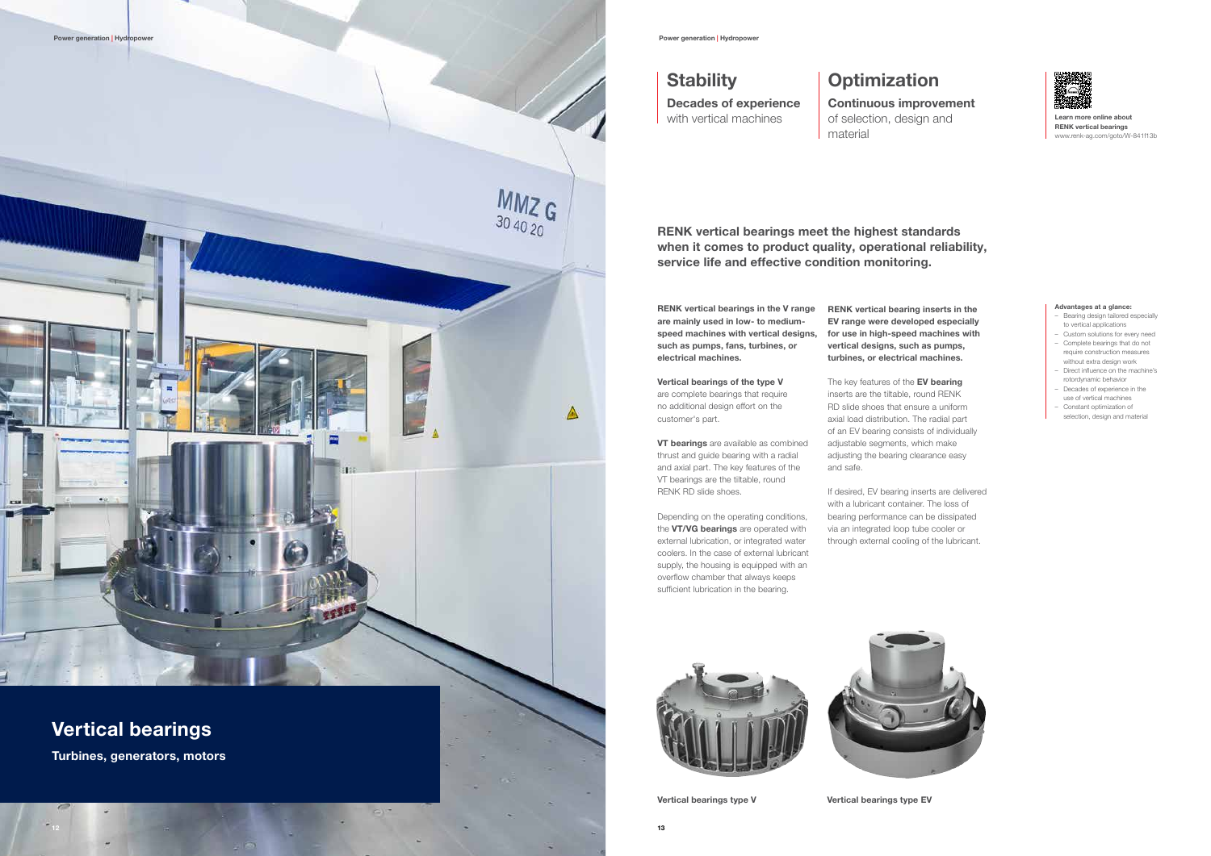# Vertical bearings

**Turbines, generators, motors**

## Stability

**Decades of experience** with vertical machines

## Optimization

**Continuous improvement** of selection, design and material

**Learn more online about RENK vertical bearings**
www.renk-ag.com/goto/W-841f13b

**RENK vertical bearings meet the highest standards when it comes to product quality, operational reliability, service life and effective condition monitoring.**

**RENK vertical bearings in the V range are mainly used in low- to medium-speed machines with vertical designs, such as pumps, fans, turbines, or electrical machines.**

**Vertical bearings of the type V** are complete bearings that require no additional design effort on the customer's part.

**VT bearings** are available as combined thrust and guide bearing with a radial and axial part. The key features of the VT bearings are the tiltable, round RENK RD slide shoes.

Depending on the operating conditions, the **VT/VG bearings** are operated with external lubrication, or integrated water coolers. In the case of external lubricant supply, the housing is equipped with an overflow chamber that always keeps sufficient lubrication in the bearing.

**RENK vertical bearing inserts in the EV range were developed especially for use in high-speed machines with vertical designs, such as pumps, turbines, or electrical machines.**

The key features of the **EV bearing** inserts are the tiltable, round RENK RD slide shoes that ensure a uniform axial load distribution. The radial part of an EV bearing consists of individually adjustable segments, which make adjusting the bearing clearance easy and safe.

If desired, EV bearing inserts are delivered with a lubricant container. The loss of bearing performance can be dissipated via an integrated loop tube cooler or through external cooling of the lubricant.

**Advantages at a glance:**

- Bearing design tailored especially to vertical applications
- Custom solutions for every need
- Complete bearings that do not require construction measures without extra design work
- Direct influence on the machine's rotordynamic behavior
- Decades of experience in the use of vertical machines
- Constant optimization of selection, design and material

**Vertical bearings type V**

**Vertical bearings type EV**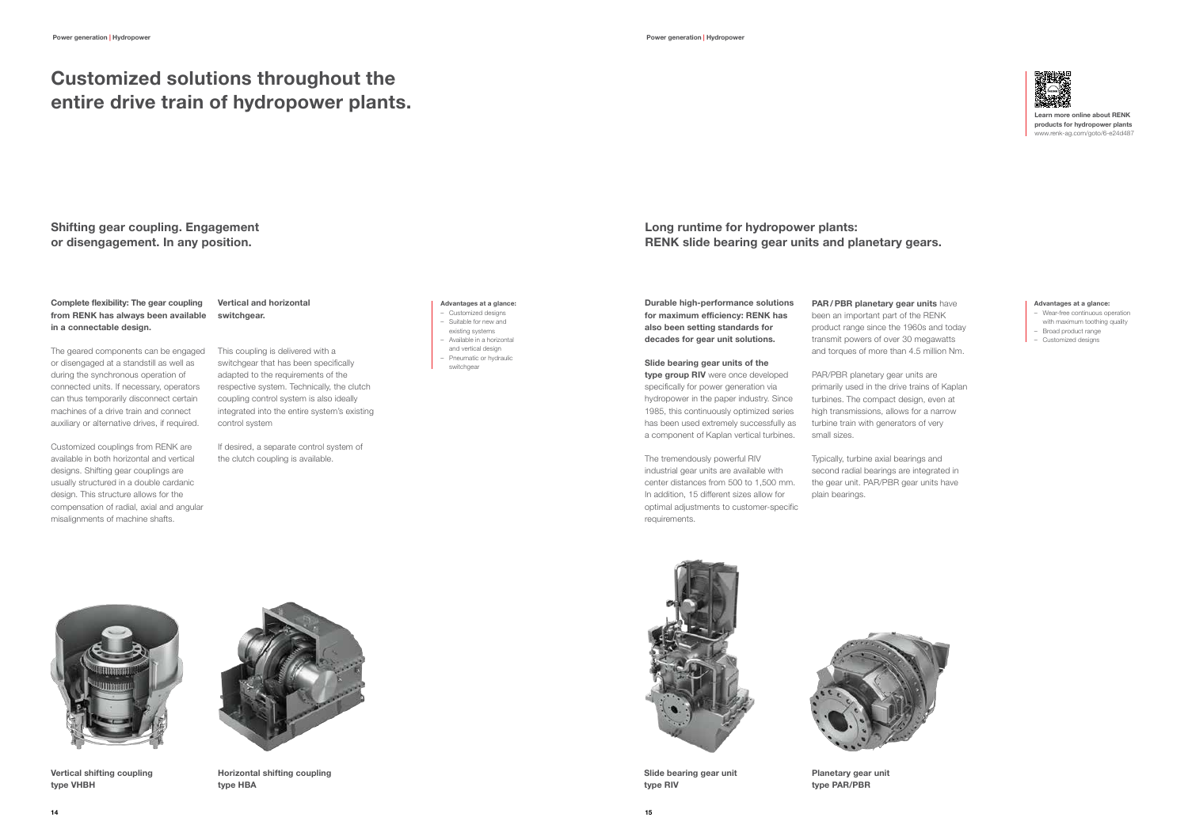# Customized solutions throughout the entire drive train of hydropower plants.

## Shifting gear coupling. Engagement or disengagement. In any position.

**Complete flexibility: The gear coupling from RENK has always been available in a connectable design.**

The geared components can be engaged or disengaged at a standstill as well as during the synchronous operation of connected units. If necessary, operators can thus temporarily disconnect certain machines of a drive train and connect auxiliary or alternative drives, if required.

Customized couplings from RENK are available in both horizontal and vertical designs. Shifting gear couplings are usually structured in a double cardanic design. This structure allows for the compensation of radial, axial and angular misalignments of machine shafts.

**Vertical and horizontal switchgear.**

This coupling is delivered with a switchgear that has been specifically adapted to the requirements of the respective system. Technically, the clutch coupling control system is also ideally integrated into the entire system's existing control system

If desired, a separate control system of the clutch coupling is available.

**Advantages at a glance:**

- Customized designs
- Suitable for new and existing systems
- Available in a horizontal and vertical design
- Pneumatic or hydraulic switchgear

**Vertical shifting coupling type VHBH**

**Horizontal shifting coupling type HBA**

**Learn more online about RENK products for hydropower plants**
www.renk-ag.com/goto/6-e24d487

## Long runtime for hydropower plants: RENK slide bearing gear units and planetary gears.

**Durable high-performance solutions for maximum efficiency: RENK has also been setting standards for decades for gear unit solutions.**

**Slide bearing gear units of the type group RIV** were once developed specifically for power generation via hydropower in the paper industry. Since 1985, this continuously optimized series has been used extremely successfully as a component of Kaplan vertical turbines.

The tremendously powerful RIV industrial gear units are available with center distances from 500 to 1,500 mm. In addition, 15 different sizes allow for optimal adjustments to customer-specific requirements.

**PAR / PBR planetary gear units** have been an important part of the RENK product range since the 1960s and today transmit powers of over 30 megawatts and torques of more than 4.5 million Nm.

PAR/PBR planetary gear units are primarily used in the drive trains of Kaplan turbines. The compact design, even at high transmissions, allows for a narrow turbine train with generators of very small sizes.

Typically, turbine axial bearings and second radial bearings are integrated in the gear unit. PAR/PBR gear units have plain bearings.

**Advantages at a glance:**

- Wear-free continuous operation with maximum toothing quality
- Broad product range
- Customized designs

**Slide bearing gear unit type RIV**

**Planetary gear unit type PAR/PBR**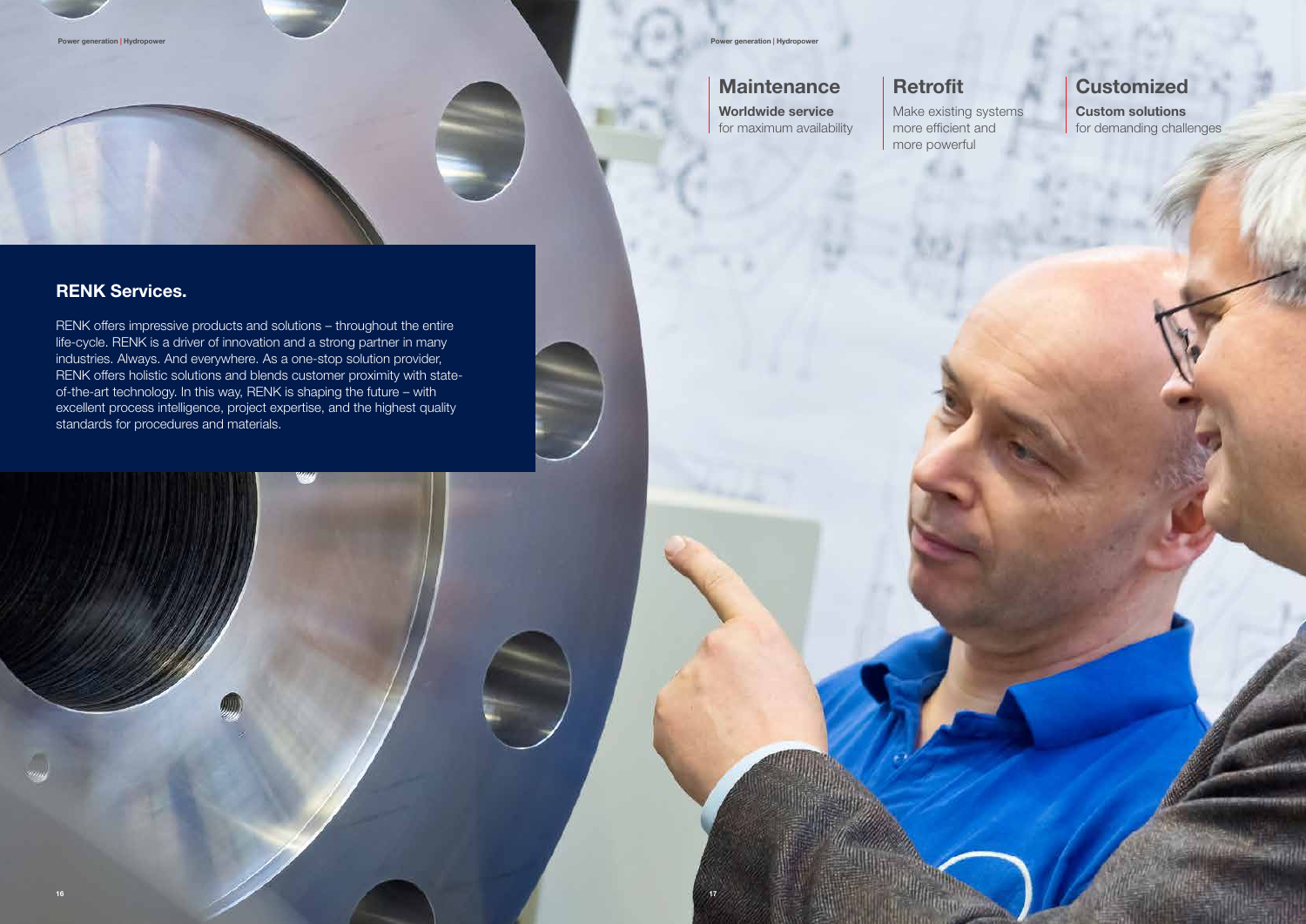## RENK Services.

RENK offers impressive products and solutions – throughout the entire life-cycle. RENK is a driver of innovation and a strong partner in many industries. Always. And everywhere. As a one-stop solution provider, RENK offers holistic solutions and blends customer proximity with state-of-the-art technology. In this way, RENK is shaping the future – with excellent process intelligence, project expertise, and the highest quality standards for procedures and materials.

### Maintenance

**Worldwide service**
for maximum availability

### Retrofit

Make existing systems more efficient and more powerful

### Customized

**Custom solutions**
for demanding challenges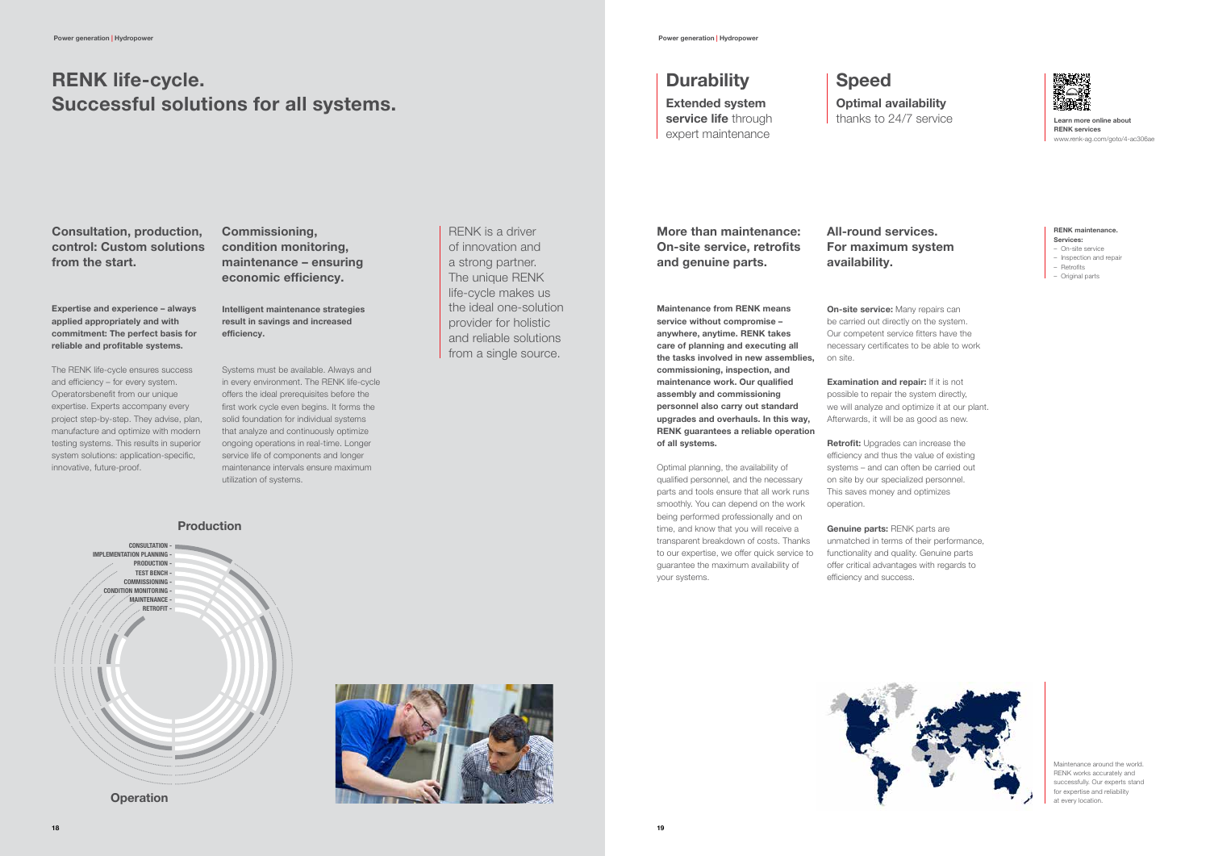# RENK life-cycle. Successful solutions for all systems.

## Consultation, production, control: Custom solutions from the start.

**Expertise and experience – always applied appropriately and with commitment: The perfect basis for reliable and profitable systems.**

The RENK life-cycle ensures success and efficiency – for every system. Operatorsbenefit from our unique expertise. Experts accompany every project step-by-step. They advise, plan, manufacture and optimize with modern testing systems. This results in superior system solutions: application-specific, innovative, future-proof.

## Commissioning, condition monitoring, maintenance – ensuring economic efficiency.

**Intelligent maintenance strategies result in savings and increased efficiency.**

Systems must be available. Always and in every environment. The RENK life-cycle offers the ideal prerequisites before the first work cycle even begins. It forms the solid foundation for individual systems that analyze and continuously optimize ongoing operations in real-time. Longer service life of components and longer maintenance intervals ensure maximum utilization of systems.

RENK is a driver of innovation and a strong partner. The unique RENK life-cycle makes us the ideal one-solution provider for holistic and reliable solutions from a single source.

**Production**

- CONSULTATION
- IMPLEMENTATION PLANNING
- PRODUCTION
- TEST BENCH
- COMMISSIONING
- CONDITION MONITORING
- MAINTENANCE
- RETROFIT

**Operation**

## Durability

**Extended system service life** through expert maintenance

## Speed

**Optimal availability** thanks to 24/7 service

**Learn more online about RENK services**
www.renk-ag.com/goto/4-ac306ae

## More than maintenance: On-site service, retrofits and genuine parts.

**Maintenance from RENK means service without compromise – anywhere, anytime. RENK takes care of planning and executing all the tasks involved in new assemblies, commissioning, inspection, and maintenance work. Our qualified assembly and commissioning personnel also carry out standard upgrades and overhauls. In this way, RENK guarantees a reliable operation of all systems.**

Optimal planning, the availability of qualified personnel, and the necessary parts and tools ensure that all work runs smoothly. You can depend on the work being performed professionally and on time, and know that you will receive a transparent breakdown of costs. Thanks to our expertise, we offer quick service to guarantee the maximum availability of your systems.

## All-round services. For maximum system availability.

**On-site service:** Many repairs can be carried out directly on the system. Our competent service fitters have the necessary certificates to be able to work on site.

**Examination and repair:** If it is not possible to repair the system directly, we will analyze and optimize it at our plant. Afterwards, it will be as good as new.

**Retrofit:** Upgrades can increase the efficiency and thus the value of existing systems – and can often be carried out on site by our specialized personnel. This saves money and optimizes operation.

**Genuine parts:** RENK parts are unmatched in terms of their performance, functionality and quality. Genuine parts offer critical advantages with regards to efficiency and success.

**RENK maintenance. Services:**

- On-site service
- Inspection and repair
- Retrofits
- Original parts

Maintenance around the world. RENK works accurately and successfully. Our experts stand for expertise and reliability at every location.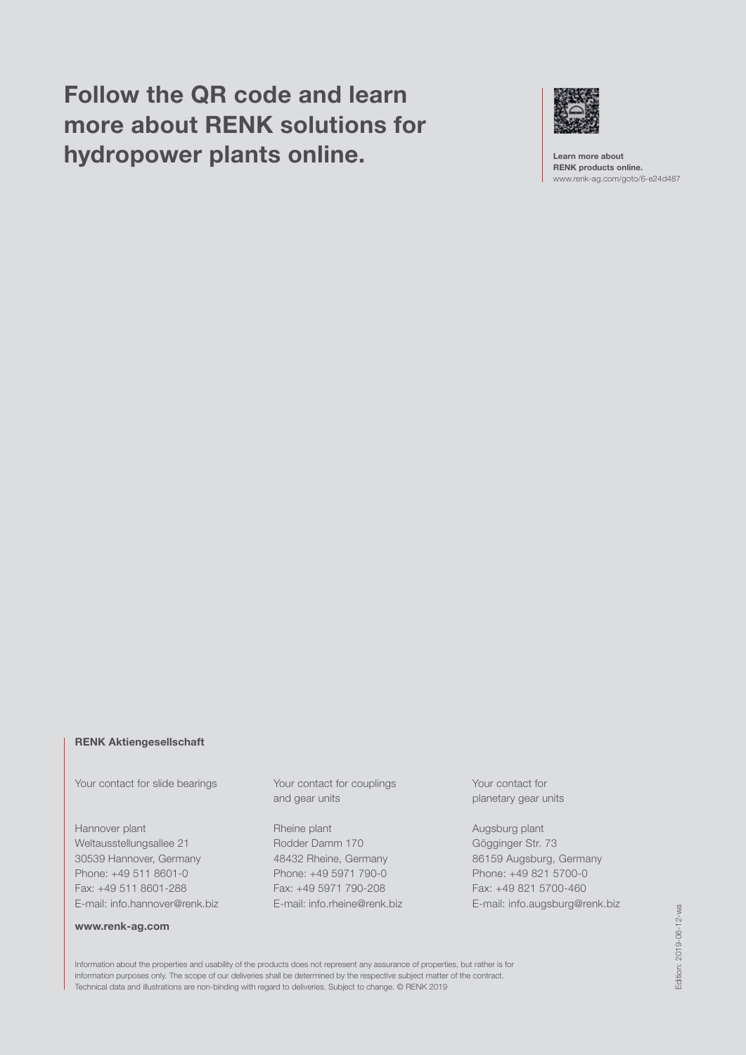# Follow the QR code and learn more about RENK solutions for hydropower plants online.

**Learn more about RENK products online.**
www.renk-ag.com/goto/6-e24d487

**RENK Aktiengesellschaft**

Your contact for slide bearings

Hannover plant
Weltausstellungsallee 21
30539 Hannover, Germany
Phone: +49 511 8601-0
Fax: +49 511 8601-288
E-mail: info.hannover@renk.biz

Your contact for couplings and gear units

Rheine plant
Rodder Damm 170
48432 Rheine, Germany
Phone: +49 5971 790-0
Fax: +49 5971 790-208
E-mail: info.rheine@renk.biz

Your contact for planetary gear units

Augsburg plant
Gögginger Str. 73
86159 Augsburg, Germany
Phone: +49 821 5700-0
Fax: +49 821 5700-460
E-mail: info.augsburg@renk.biz

**www.renk-ag.com**

Information about the properties and usability of the products does not represent any assurance of properties, but rather is for information purposes only. The scope of our deliveries shall be determined by the respective subject matter of the contract. Technical data and illustrations are non-binding with regard to deliveries. Subject to change. © RENK 2019

Edition: 2019-06-12-wa